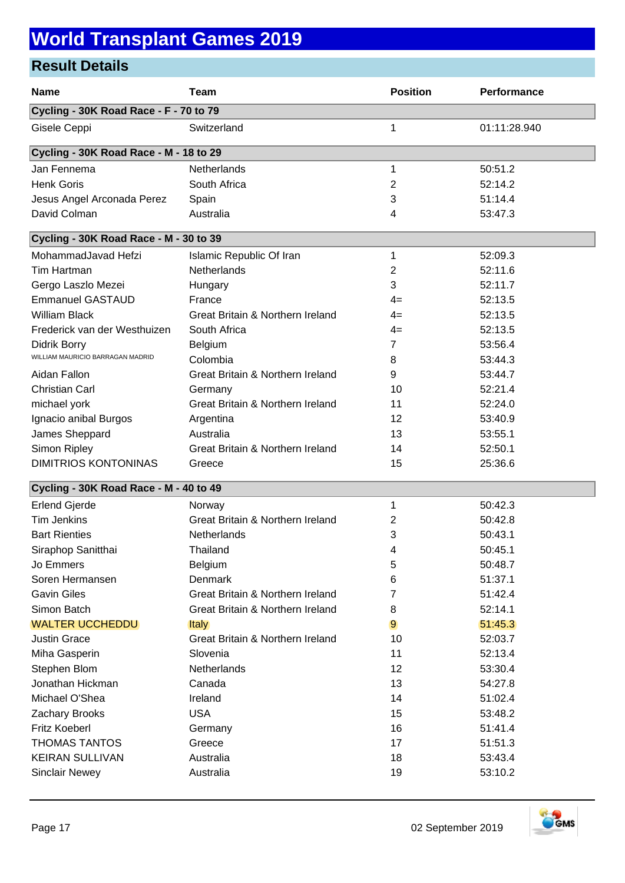# World Transplant Games 2019

## Result Details

| Name | Team | Position | Performance |
|---|---|---|---|
| **Cycling - 30K Road Race - F - 70 to 79** | | | |
| Gisele Ceppi | Switzerland | 1 | 01:11:28.940 |
| **Cycling - 30K Road Race - M - 18 to 29** | | | |
| Jan Fennema | Netherlands | 1 | 50:51.2 |
| Henk Goris | South Africa | 2 | 52:14.2 |
| Jesus Angel Arconada Perez | Spain | 3 | 51:14.4 |
| David Colman | Australia | 4 | 53:47.3 |
| **Cycling - 30K Road Race - M - 30 to 39** | | | |
| MohammadJavad Hefzi | Islamic Republic Of Iran | 1 | 52:09.3 |
| Tim Hartman | Netherlands | 2 | 52:11.6 |
| Gergo Laszlo Mezei | Hungary | 3 | 52:11.7 |
| Emmanuel GASTAUD | France | 4= | 52:13.5 |
| William Black | Great Britain & Northern Ireland | 4= | 52:13.5 |
| Frederick van der Westhuizen | South Africa | 4= | 52:13.5 |
| Didrik Borry | Belgium | 7 | 53:56.4 |
| WILLIAM MAURICIO BARRAGAN MADRID | Colombia | 8 | 53:44.3 |
| Aidan Fallon | Great Britain & Northern Ireland | 9 | 53:44.7 |
| Christian Carl | Germany | 10 | 52:21.4 |
| michael york | Great Britain & Northern Ireland | 11 | 52:24.0 |
| Ignacio anibal Burgos | Argentina | 12 | 53:40.9 |
| James Sheppard | Australia | 13 | 53:55.1 |
| Simon Ripley | Great Britain & Northern Ireland | 14 | 52:50.1 |
| DIMITRIOS KONTONINAS | Greece | 15 | 25:36.6 |
| **Cycling - 30K Road Race - M - 40 to 49** | | | |
| Erlend Gjerde | Norway | 1 | 50:42.3 |
| Tim Jenkins | Great Britain & Northern Ireland | 2 | 50:42.8 |
| Bart Rienties | Netherlands | 3 | 50:43.1 |
| Siraphop Sanitthai | Thailand | 4 | 50:45.1 |
| Jo Emmers | Belgium | 5 | 50:48.7 |
| Soren Hermansen | Denmark | 6 | 51:37.1 |
| Gavin Giles | Great Britain & Northern Ireland | 7 | 51:42.4 |
| Simon Batch | Great Britain & Northern Ireland | 8 | 52:14.1 |
| WALTER UCCHEDDU | Italy | 9 | 51:45.3 |
| Justin Grace | Great Britain & Northern Ireland | 10 | 52:03.7 |
| Miha Gasperin | Slovenia | 11 | 52:13.4 |
| Stephen Blom | Netherlands | 12 | 53:30.4 |
| Jonathan Hickman | Canada | 13 | 54:27.8 |
| Michael O'Shea | Ireland | 14 | 51:02.4 |
| Zachary Brooks | USA | 15 | 53:48.2 |
| Fritz Koeberl | Germany | 16 | 51:41.4 |
| THOMAS TANTOS | Greece | 17 | 51:51.3 |
| KEIRAN SULLIVAN | Australia | 18 | 53:43.4 |
| Sinclair Newey | Australia | 19 | 53:10.2 |

02 September 2019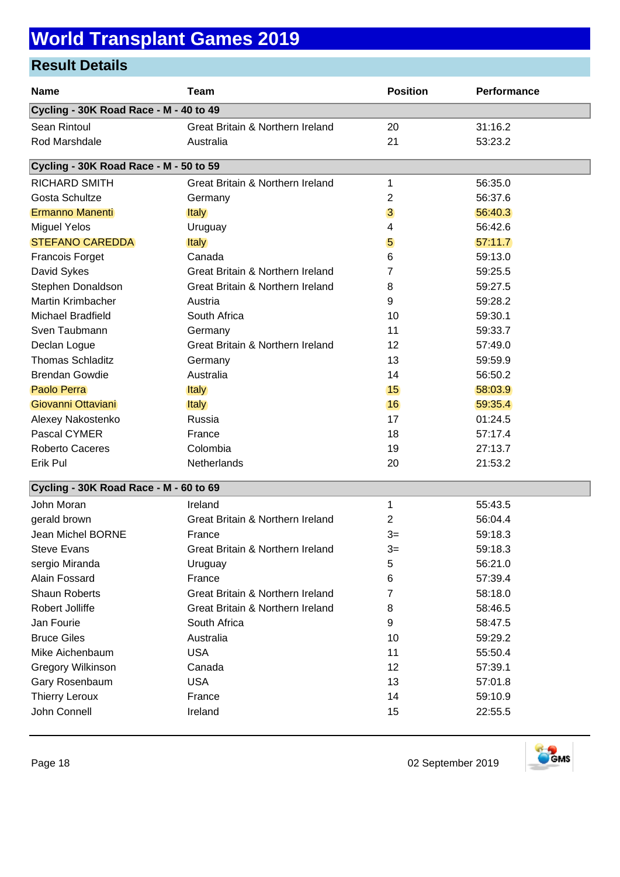# World Transplant Games 2019

## Result Details

| Name | Team | Position | Performance |
|---|---|---|---|
| **Cycling - 30K Road Race - M - 40 to 49** | | | |
| Sean Rintoul | Great Britain & Northern Ireland | 20 | 31:16.2 |
| Rod Marshdale | Australia | 21 | 53:23.2 |
| **Cycling - 30K Road Race - M - 50 to 59** | | | |
| RICHARD SMITH | Great Britain & Northern Ireland | 1 | 56:35.0 |
| Gosta Schultze | Germany | 2 | 56:37.6 |
| Ermanno Manenti | Italy | 3 | 56:40.3 |
| Miguel Yelos | Uruguay | 4 | 56:42.6 |
| STEFANO CAREDDA | Italy | 5 | 57:11.7 |
| Francois Forget | Canada | 6 | 59:13.0 |
| David Sykes | Great Britain & Northern Ireland | 7 | 59:25.5 |
| Stephen Donaldson | Great Britain & Northern Ireland | 8 | 59:27.5 |
| Martin Krimbacher | Austria | 9 | 59:28.2 |
| Michael Bradfield | South Africa | 10 | 59:30.1 |
| Sven Taubmann | Germany | 11 | 59:33.7 |
| Declan Logue | Great Britain & Northern Ireland | 12 | 57:49.0 |
| Thomas Schladitz | Germany | 13 | 59:59.9 |
| Brendan Gowdie | Australia | 14 | 56:50.2 |
| Paolo Perra | Italy | 15 | 58:03.9 |
| Giovanni Ottaviani | Italy | 16 | 59:35.4 |
| Alexey Nakostenko | Russia | 17 | 01:24.5 |
| Pascal CYMER | France | 18 | 57:17.4 |
| Roberto Caceres | Colombia | 19 | 27:13.7 |
| Erik Pul | Netherlands | 20 | 21:53.2 |
| **Cycling - 30K Road Race - M - 60 to 69** | | | |
| John Moran | Ireland | 1 | 55:43.5 |
| gerald brown | Great Britain & Northern Ireland | 2 | 56:04.4 |
| Jean Michel BORNE | France | 3= | 59:18.3 |
| Steve Evans | Great Britain & Northern Ireland | 3= | 59:18.3 |
| sergio Miranda | Uruguay | 5 | 56:21.0 |
| Alain Fossard | France | 6 | 57:39.4 |
| Shaun Roberts | Great Britain & Northern Ireland | 7 | 58:18.0 |
| Robert Jolliffe | Great Britain & Northern Ireland | 8 | 58:46.5 |
| Jan Fourie | South Africa | 9 | 58:47.5 |
| Bruce Giles | Australia | 10 | 59:29.2 |
| Mike Aichenbaum | USA | 11 | 55:50.4 |
| Gregory Wilkinson | Canada | 12 | 57:39.1 |
| Gary Rosenbaum | USA | 13 | 57:01.8 |
| Thierry Leroux | France | 14 | 59:10.9 |
| John Connell | Ireland | 15 | 22:55.5 |

02 September 2019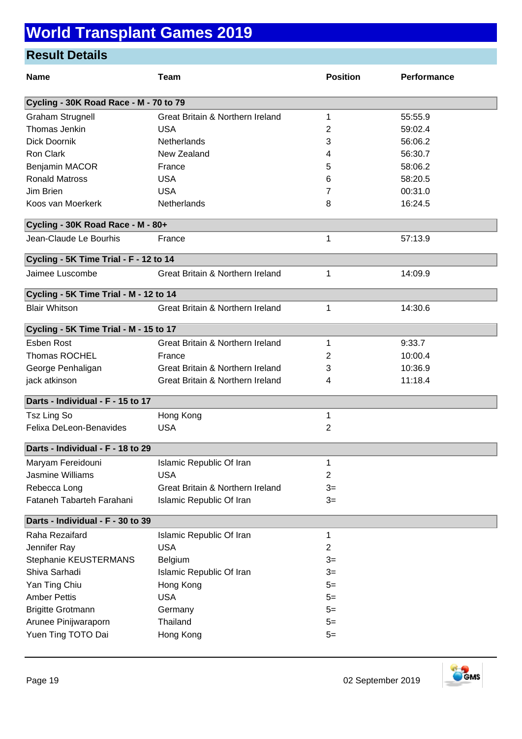# World Transplant Games 2019

## Result Details

| Name | Team | Position | Performance |
|---|---|---|---|
| **Cycling - 30K Road Race - M - 70 to 79** | | | |
| Graham Strugnell | Great Britain & Northern Ireland | 1 | 55:55.9 |
| Thomas Jenkin | USA | 2 | 59:02.4 |
| Dick Doornik | Netherlands | 3 | 56:06.2 |
| Ron Clark | New Zealand | 4 | 56:30.7 |
| Benjamin MACOR | France | 5 | 58:06.2 |
| Ronald Matross | USA | 6 | 58:20.5 |
| Jim Brien | USA | 7 | 00:31.0 |
| Koos van Moerkerk | Netherlands | 8 | 16:24.5 |
| **Cycling - 30K Road Race - M - 80+** | | | |
| Jean-Claude Le Bourhis | France | 1 | 57:13.9 |
| **Cycling - 5K Time Trial - F - 12 to 14** | | | |
| Jaimee Luscombe | Great Britain & Northern Ireland | 1 | 14:09.9 |
| **Cycling - 5K Time Trial - M - 12 to 14** | | | |
| Blair Whitson | Great Britain & Northern Ireland | 1 | 14:30.6 |
| **Cycling - 5K Time Trial - M - 15 to 17** | | | |
| Esben Rost | Great Britain & Northern Ireland | 1 | 9:33.7 |
| Thomas ROCHEL | France | 2 | 10:00.4 |
| George Penhaligan | Great Britain & Northern Ireland | 3 | 10:36.9 |
| jack atkinson | Great Britain & Northern Ireland | 4 | 11:18.4 |
| **Darts - Individual - F - 15 to 17** | | | |
| Tsz Ling So | Hong Kong | 1 | |
| Felixa DeLeon-Benavides | USA | 2 | |
| **Darts - Individual - F - 18 to 29** | | | |
| Maryam Fereidouni | Islamic Republic Of Iran | 1 | |
| Jasmine Williams | USA | 2 | |
| Rebecca Long | Great Britain & Northern Ireland | 3= | |
| Fataneh Tabarteh Farahani | Islamic Republic Of Iran | 3= | |
| **Darts - Individual - F - 30 to 39** | | | |
| Raha Rezaifard | Islamic Republic Of Iran | 1 | |
| Jennifer Ray | USA | 2 | |
| Stephanie KEUSTERMANS | Belgium | 3= | |
| Shiva Sarhadi | Islamic Republic Of Iran | 3= | |
| Yan Ting Chiu | Hong Kong | 5= | |
| Amber Pettis | USA | 5= | |
| Brigitte Grotmann | Germany | 5= | |
| Arunee Pinijwaraporn | Thailand | 5= | |
| Yuen Ting TOTO Dai | Hong Kong | 5= | |

02 September 2019